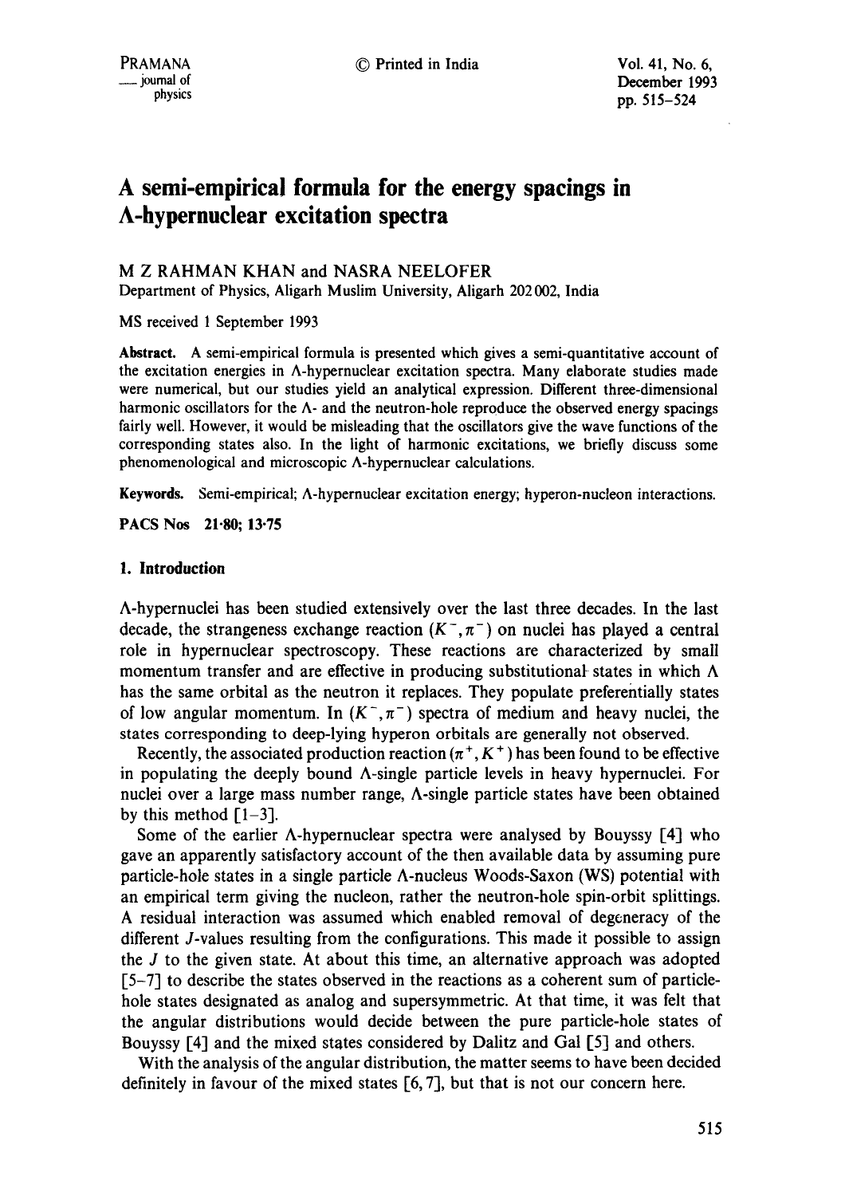# A semi-empirical formula for the energy spacings in Λ-hypernuclear excitation spectra

M Z RAHMAN KHAN and NASRA NEELOFER

Department of Physics, Aligarh Muslim University, Aligarh 202 002, India

MS received 1 September 1993

**Abstract.** A semi-empirical formula is presented which gives a semi-quantitative account of the excitation energies in Λ-hypernuclear excitation spectra. Many elaborate studies made were numerical, but our studies yield an analytical expression. Different three-dimensional harmonic oscillators for the Λ- and the neutron-hole reproduce the observed energy spacings fairly well. However, it would be misleading that the oscillators give the wave functions of the corresponding states also. In the light of harmonic excitations, we briefly discuss some phenomenological and microscopic Λ-hypernuclear calculations.

**Keywords.** Semi-empirical; Λ-hypernuclear excitation energy; hyperon-nucleon interactions.

**PACS Nos** 21·80; 13·75

## 1. Introduction

Λ-hypernuclei has been studied extensively over the last three decades. In the last decade, the strangeness exchange reaction $(K^-, \pi^-)$ on nuclei has played a central role in hypernuclear spectroscopy. These reactions are characterized by small momentum transfer and are effective in producing substitutional states in which Λ has the same orbital as the neutron it replaces. They populate preferentially states of low angular momentum. In $(K^-, \pi^-)$ spectra of medium and heavy nuclei, the states corresponding to deep-lying hyperon orbitals are generally not observed.

Recently, the associated production reaction $(\pi^+, K^+)$ has been found to be effective in populating the deeply bound Λ-single particle levels in heavy hypernuclei. For nuclei over a large mass number range, Λ-single particle states have been obtained by this method [1–3].

Some of the earlier Λ-hypernuclear spectra were analysed by Bouyssy [4] who gave an apparently satisfactory account of the then available data by assuming pure particle-hole states in a single particle Λ-nucleus Woods-Saxon (WS) potential with an empirical term giving the nucleon, rather the neutron-hole spin-orbit splittings. A residual interaction was assumed which enabled removal of degeneracy of the different $J$-values resulting from the configurations. This made it possible to assign the $J$ to the given state. At about this time, an alternative approach was adopted [5–7] to describe the states observed in the reactions as a coherent sum of particle-hole states designated as analog and supersymmetric. At that time, it was felt that the angular distributions would decide between the pure particle-hole states of Bouyssy [4] and the mixed states considered by Dalitz and Gal [5] and others.

With the analysis of the angular distribution, the matter seems to have been decided definitely in favour of the mixed states [6, 7], but that is not our concern here.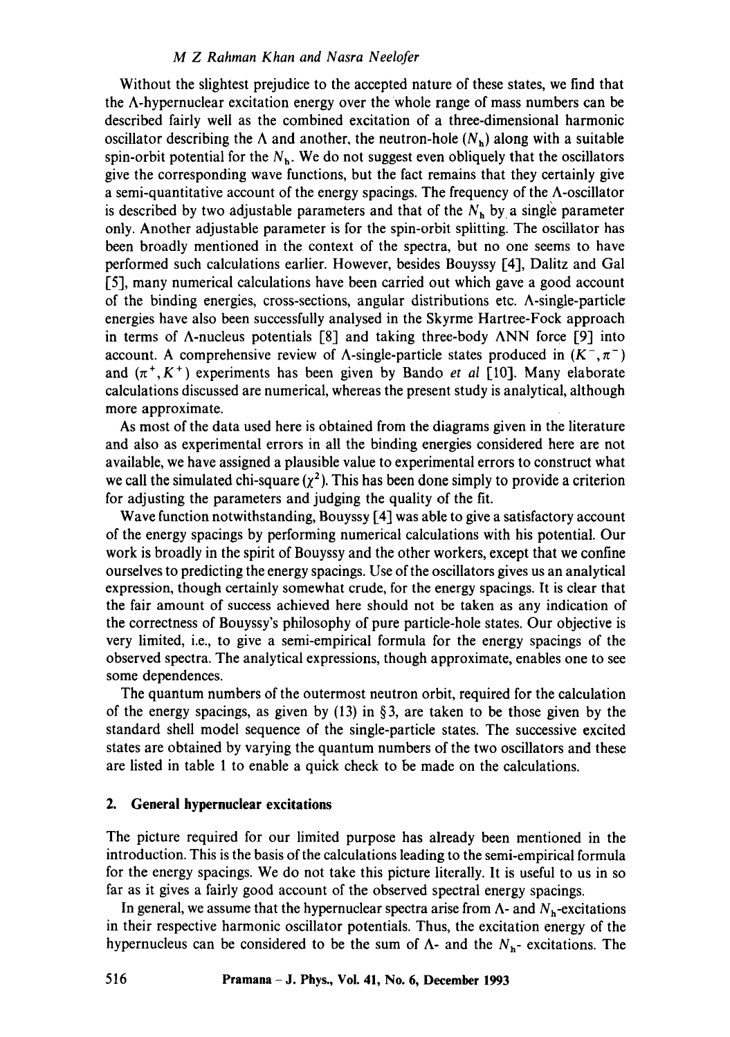Without the slightest prejudice to the accepted nature of these states, we find that the $\Lambda$-hypernuclear excitation energy over the whole range of mass numbers can be described fairly well as the combined excitation of a three-dimensional harmonic oscillator describing the $\Lambda$ and another, the neutron-hole ($N_h$) along with a suitable spin-orbit potential for the $N_h$. We do not suggest even obliquely that the oscillators give the corresponding wave functions, but the fact remains that they certainly give a semi-quantitative account of the energy spacings. The frequency of the $\Lambda$-oscillator is described by two adjustable parameters and that of the $N_h$ by a single parameter only. Another adjustable parameter is for the spin-orbit splitting. The oscillator has been broadly mentioned in the context of the spectra, but no one seems to have performed such calculations earlier. However, besides Bouyssy [4], Dalitz and Gal [5], many numerical calculations have been carried out which gave a good account of the binding energies, cross-sections, angular distributions etc. $\Lambda$-single-particle energies have also been successfully analysed in the Skyrme Hartree-Fock approach in terms of $\Lambda$-nucleus potentials [8] and taking three-body $\Lambda NN$ force [9] into account. A comprehensive review of $\Lambda$-single-particle states produced in $(K^-, \pi^-)$ and $(\pi^+, K^+)$ experiments has been given by Bando *et al* [10]. Many elaborate calculations discussed are numerical, whereas the present study is analytical, although more approximate.

As most of the data used here is obtained from the diagrams given in the literature and also as experimental errors in all the binding energies considered here are not available, we have assigned a plausible value to experimental errors to construct what we call the simulated chi-square ($\chi^2$). This has been done simply to provide a criterion for adjusting the parameters and judging the quality of the fit.

Wave function notwithstanding, Bouyssy [4] was able to give a satisfactory account of the energy spacings by performing numerical calculations with his potential. Our work is broadly in the spirit of Bouyssy and the other workers, except that we confine ourselves to predicting the energy spacings. Use of the oscillators gives us an analytical expression, though certainly somewhat crude, for the energy spacings. It is clear that the fair amount of success achieved here should not be taken as any indication of the correctness of Bouyssy's philosophy of pure particle-hole states. Our objective is very limited, i.e., to give a semi-empirical formula for the energy spacings of the observed spectra. The analytical expressions, though approximate, enables one to see some dependences.

The quantum numbers of the outermost neutron orbit, required for the calculation of the energy spacings, as given by (13) in §3, are taken to be those given by the standard shell model sequence of the single-particle states. The successive excited states are obtained by varying the quantum numbers of the two oscillators and these are listed in table 1 to enable a quick check to be made on the calculations.

## 2. General hypernuclear excitations

The picture required for our limited purpose has already been mentioned in the introduction. This is the basis of the calculations leading to the semi-empirical formula for the energy spacings. We do not take this picture literally. It is useful to us in so far as it gives a fairly good account of the observed spectral energy spacings.

In general, we assume that the hypernuclear spectra arise from $\Lambda$- and $N_h$-excitations in their respective harmonic oscillator potentials. Thus, the excitation energy of the hypernucleus can be considered to be the sum of $\Lambda$- and the $N_h$- excitations. The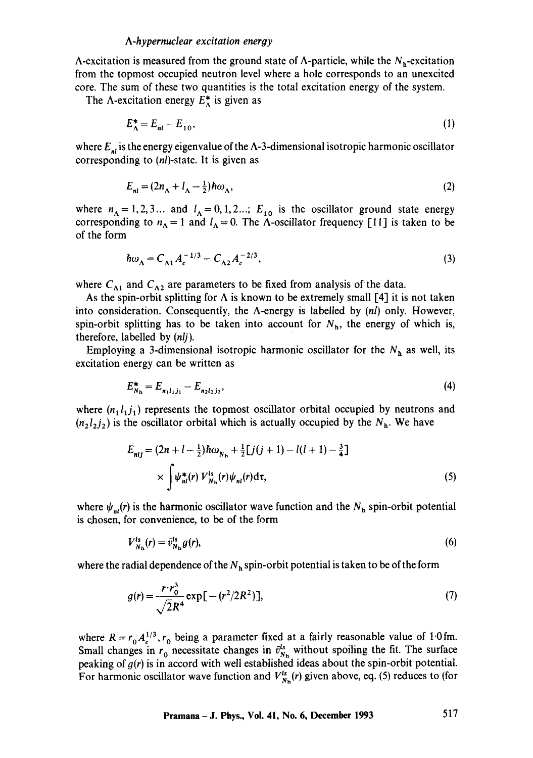*Λ-hypernuclear excitation energy*

Λ-excitation is measured from the ground state of Λ-particle, while the $N_h$-excitation from the topmost occupied neutron level where a hole corresponds to an unexcited core. The sum of these two quantities is the total excitation energy of the system.

The Λ-excitation energy $E^*_\Lambda$ is given as

$$E^*_\Lambda = E_{nl} - E_{10}, \tag{1}$$

where $E_{nl}$ is the energy eigenvalue of the Λ-3-dimensional isotropic harmonic oscillator corresponding to $(nl)$-state. It is given as

$$E_{nl} = (2n_\Lambda + l_\Lambda - \tfrac{1}{2})\hbar\omega_\Lambda, \tag{2}$$

where $n_\Lambda = 1, 2, 3 \ldots$ and $l_\Lambda = 0, 1, 2 \ldots$; $E_{10}$ is the oscillator ground state energy corresponding to $n_\Lambda = 1$ and $l_\Lambda = 0$. The Λ-oscillator frequency [11] is taken to be of the form

$$\hbar\omega_\Lambda = C_{\Lambda 1} A_c^{-1/3} - C_{\Lambda 2} A_c^{-2/3}, \tag{3}$$

where $C_{\Lambda 1}$ and $C_{\Lambda 2}$ are parameters to be fixed from analysis of the data.

As the spin-orbit splitting for Λ is known to be extremely small [4] it is not taken into consideration. Consequently, the Λ-energy is labelled by $(nl)$ only. However, spin-orbit splitting has to be taken into account for $N_h$, the energy of which is, therefore, labelled by $(nlj)$.

Employing a 3-dimensional isotropic harmonic oscillator for the $N_h$ as well, its excitation energy can be written as

$$E^*_{N_h} = E_{n_1 l_1 j_1} - E_{n_2 l_2 j_2}, \tag{4}$$

where $(n_1 l_1 j_1)$ represents the topmost oscillator orbital occupied by neutrons and $(n_2 l_2 j_2)$ is the oscillator orbital which is actually occupied by the $N_h$. We have

$$E_{nlj} = (2n + l - \tfrac{1}{2})\hbar\omega_{N_h} + \tfrac{1}{2}[j(j+1) - l(l+1) - \tfrac{3}{4}] \times \int \psi^*_{nl}(r)\, V^{ls}_{N_h}(r)\, \psi_{nl}(r)\, \mathrm{d}\tau, \tag{5}$$

where $\psi_{nl}(r)$ is the harmonic oscillator wave function and the $N_h$ spin-orbit potential is chosen, for convenience, to be of the form

$$V^{ls}_{N_h}(r) = \bar{v}^{ls}_{N_h} g(r), \tag{6}$$

where the radial dependence of the $N_h$ spin-orbit potential is taken to be of the form

$$g(r) = \frac{r \cdot r_0^3}{\sqrt{2} R^4} \exp[-(r^2/2R^2)], \tag{7}$$

where $R = r_0 A_c^{1/3}$, $r_0$ being a parameter fixed at a fairly reasonable value of 1·0 fm. Small changes in $r_0$ necessitate changes in $\bar{v}^{ls}_{N_h}$ without spoiling the fit. The surface peaking of $g(r)$ is in accord with well established ideas about the spin-orbit potential. For harmonic oscillator wave function and $V^{ls}_{N_h}(r)$ given above, eq. (5) reduces to (for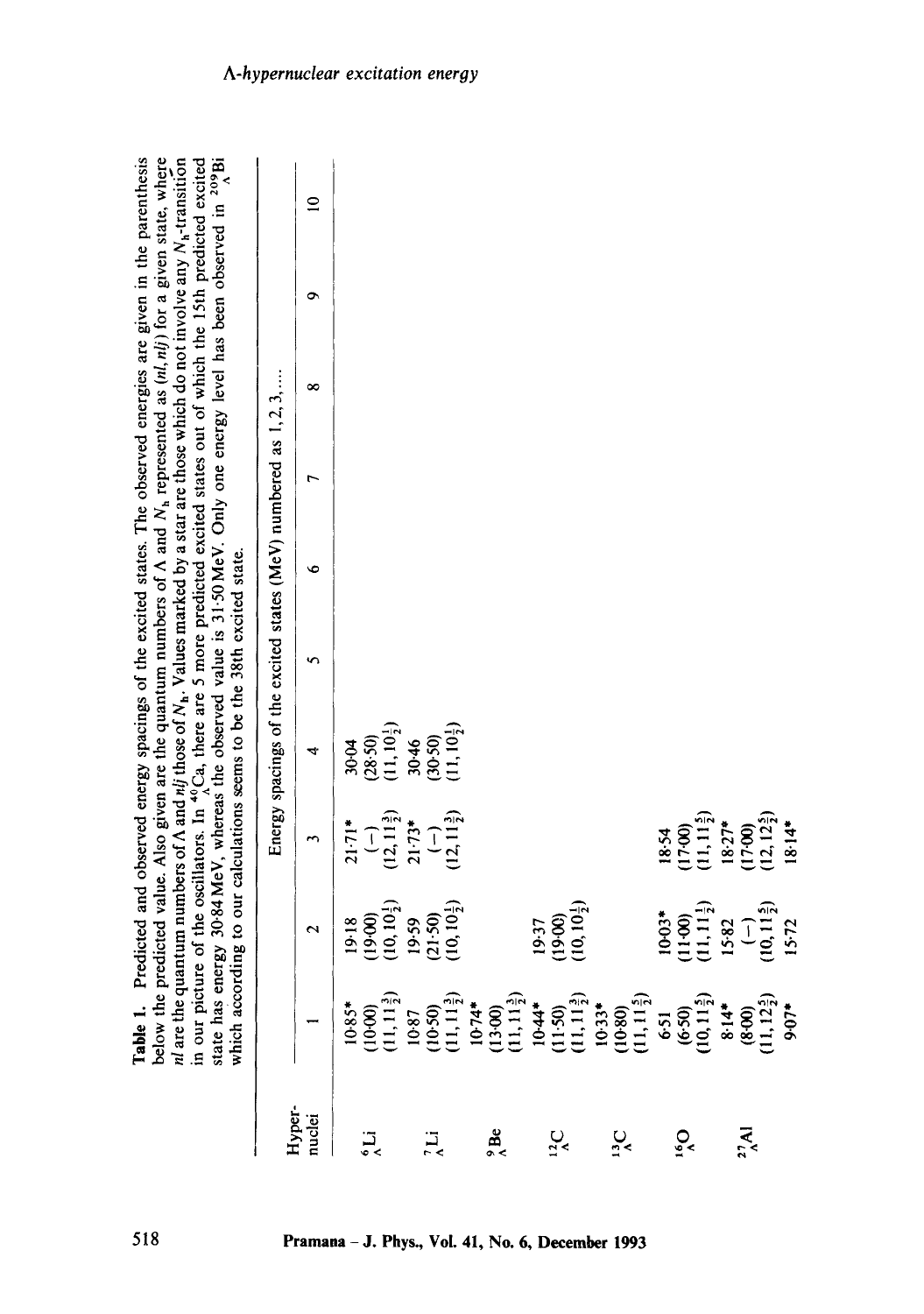**Table 1.** Predicted and observed energy spacings of the excited states. The observed energies are given in the parenthesis below the predicted value. Also given are the quantum numbers of Λ and $N_h$ represented as $(nl, nlj)$ for a given state, where $nl$ are the quantum numbers of Λ and $nlj$ those of $N_h$. Values marked by a star are those which do not involve any $N_h$-transition in our picture of the oscillators. In $^{40}_{\Lambda}$Ca, there are 5 more predicted excited states out of which the 15th predicted excited state has energy 30·84 MeV, whereas the observed value is 31·50 MeV. Only one energy level has been observed in $^{209}_{\Lambda}$Bi which according to our calculations seems to be the 38th excited state.

| Hyper-nuclei | Energy spacings of the excited states (MeV) numbered as 1, 2, 3, .... | | | | | | | | | |
|---|---|---|---|---|---|---|---|---|---|---|
| | 1 | 2 | 3 | 4 | 5 | 6 | 7 | 8 | 9 | 10 |
| $^{6}_{\Lambda}$Li | 10·85* (10·00) $(11, 11\frac{3}{2})$ | 19·18 (19·00) $(10, 10\frac{1}{2})$ | 21·71* (–) $(12, 11\frac{3}{2})$ | 30·04 (28·50) $(11, 10\frac{1}{2})$ | | | | | | |
| $^{7}_{\Lambda}$Li | 10·87 (10·50) $(11, 11\frac{3}{2})$ | 19·59 (21·50) $(10, 10\frac{1}{2})$ | 21·73* (–) $(12, 11\frac{3}{2})$ | 30·46 (30·50) $(11, 10\frac{1}{2})$ | | | | | | |
| $^{9}_{\Lambda}$Be | 10·74* (13·00) $(11, 11\frac{3}{2})$ | | | | | | | | | |
| $^{12}_{\Lambda}$C | 10·44* (11·50) $(11, 11\frac{3}{2})$ | 19·37 (19·00) $(10, 10\frac{1}{2})$ | | | | | | | | |
| $^{13}_{\Lambda}$C | 10·33* (10·80) $(11, 11\frac{5}{2})$ | | | | | | | | | |
| $^{16}_{\Lambda}$O | 6·51 (6·50) $(10, 11\frac{5}{2})$ | 10·03* (11·00) $(11, 11\frac{1}{2})$ | 18·54 (17·00) $(11, 11\frac{5}{2})$ | | | | | | | |
| $^{27}_{\Lambda}$Al | 8·14* (8·00) $(11, 12\frac{5}{2})$ | 15·82 (–) $(10, 11\frac{5}{2})$ | 18·27* (17·00) $(12, 12\frac{5}{2})$ | | | | | | | |
| | 9·07* | 15·72 | 18·14* | | | | | | | |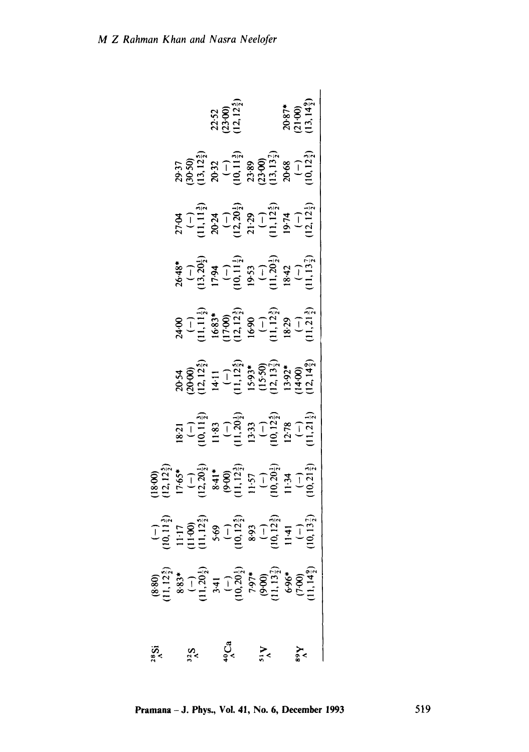| | | | | | | | | | | |
|---|---|---|---|---|---|---|---|---|---|---|
| $^{28}_{\Lambda}$Si | (8·80) $(11, 12\frac{5}{2})$ | (−) $(10, 11\frac{3}{2})$ | (18·00) $(12, 12\frac{5}{2})$ | | | | | | | |
| $^{32}_{\Lambda}$S | 8·83* (−) $(11, 20\frac{1}{2})$ | 11·17 (11·00) $(11, 12\frac{5}{2})$ | 17·65* (−) $(12, 20\frac{1}{2})$ | 18·21 (−) $(10, 11\frac{3}{2})$ | 20·54 (20·00) $(12, 12\frac{5}{2})$ | 24·00 (−) $(11, 11\frac{1}{2})$ | 26·48* (−) $(13, 20\frac{1}{2})$ | 27·04 (−) $(11, 11\frac{3}{2})$ | 29·37 (30·50) $(13, 12\frac{5}{2})$ | |
| $^{40}_{\Lambda}$Ca | 3·41 (−) $(10, 20\frac{1}{2})$ | 5·69 (−) $(10, 12\frac{5}{2})$ | 8·41* (9·00) $(11, 12\frac{3}{2})$ | 11·83 (−) $(11, 20\frac{1}{2})$ | 14·11 (−) $(11, 12\frac{5}{2})$ | 16·83* (17·00) $(12, 12\frac{3}{2})$ | 17·94 (−) $(10, 11\frac{1}{2})$ | 20·24 (−) $(12, 20\frac{1}{2})$ | 20·32 (−) $(10, 11\frac{3}{2})$ | 22·52 (23·00) $(12, 12\frac{5}{2})$ |
| $^{51}_{\Lambda}$V | 7·97* (9·00) $(11, 13\frac{7}{2})$ | 8·93 (−) $(10, 12\frac{3}{2})$ | 11·57 (−) $(10, 20\frac{1}{2})$ | 13·33 (−) $(10, 12\frac{5}{2})$ | 15·93* (15·50) $(12, 13\frac{7}{2})$ | 16·90 (−) $(11, 12\frac{3}{2})$ | 19·53 (−) $(11, 20\frac{1}{2})$ | 21·29 (−) $(11, 12\frac{5}{2})$ | 23·89 (23·00) $(13, 13\frac{7}{2})$ | |
| $^{89}_{\Lambda}$Y | 6·96* (7·00) $(11, 14\frac{9}{2})$ | 11·41 (−) $(10, 13\frac{7}{2})$ | 11·34 (−) $(10, 21\frac{3}{2})$ | 12·78 (−) $(11, 21\frac{1}{2})$ | 13·92* (14·00) $(12, 14\frac{9}{2})$ | 18·29 (−) $(11, 21\frac{3}{2})$ | 18·42 (−) $(11, 13\frac{7}{2})$ | 19·74 (−) $(12, 12\frac{1}{2})$ | 20·68 (−) $(10, 12\frac{3}{2})$ | 20·87* (21·00) $(13, 14\frac{9}{2})$ |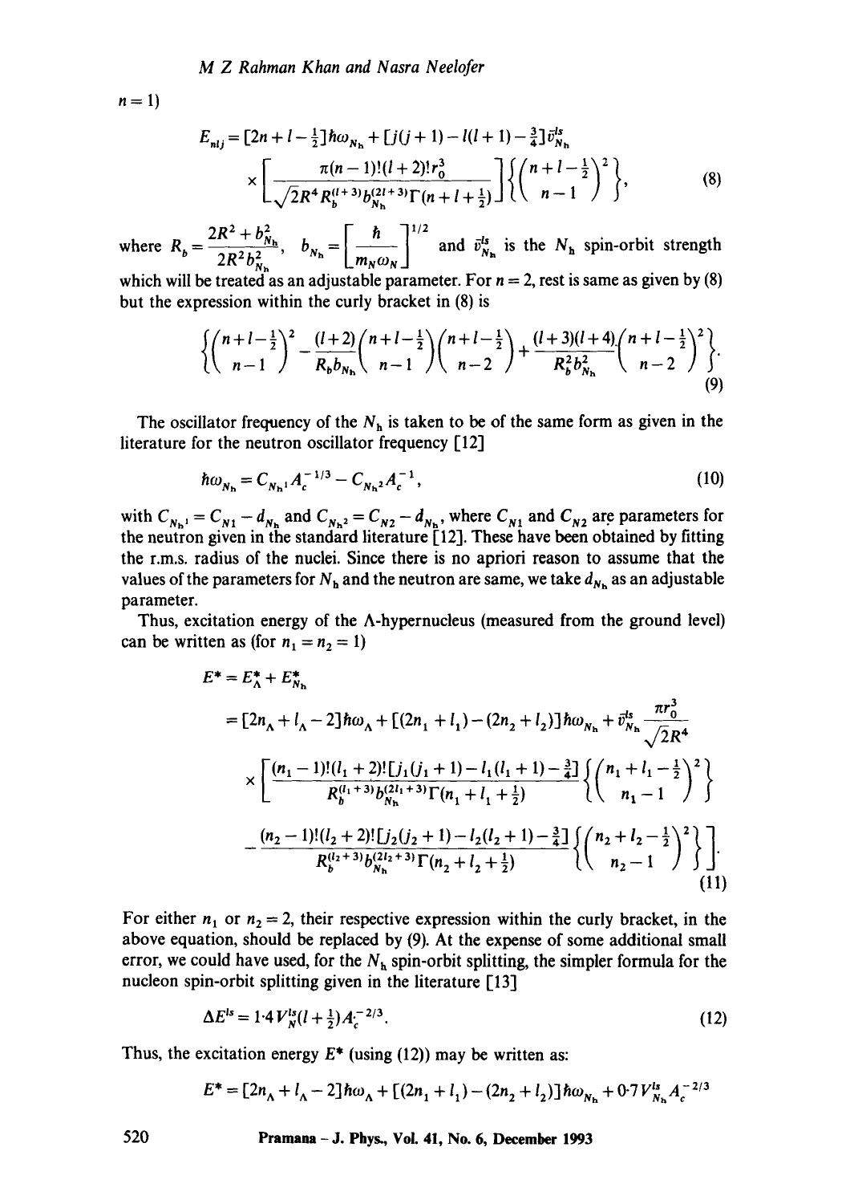$n = 1$)

$$E_{nlj} = [2n + l - \tfrac{1}{2}]\hbar\omega_{N_h} + [j(j+1) - l(l+1) - \tfrac{3}{4}]\bar{v}^{ls}_{N_h} \times \left[\frac{\pi(n-1)!(l+2)!r_0^3}{\sqrt{2}R^4 R_b^{(l+3)} b_{N_h}^{(2l+3)} \Gamma(n+l+\frac{1}{2})}\right]\left\{\binom{n+l-\frac{1}{2}}{n-1}^2\right\}, \tag{8}$$

where $R_b = \dfrac{2R^2 + b^2_{N_h}}{2R^2 b^2_{N_h}}$, $b_{N_h} = \left[\dfrac{\hbar}{m_N \omega_N}\right]^{1/2}$ and $\bar{v}^{ls}_{N_h}$ is the $N_h$ spin-orbit strength which will be treated as an adjustable parameter. For $n = 2$, rest is same as given by (8) but the expression within the curly bracket in (8) is

$$\left\{\binom{n+l-\frac{1}{2}}{n-1}^2 - \frac{(l+2)}{R_b b_{N_h}}\binom{n+l-\frac{1}{2}}{n-1}\binom{n+l-\frac{1}{2}}{n-2} + \frac{(l+3)(l+4)}{R_b^2 b^2_{N_h}}\binom{n+l-\frac{1}{2}}{n-2}^2\right\}. \tag{9}$$

The oscillator frequency of the $N_h$ is taken to be of the same form as given in the literature for the neutron oscillator frequency [12]

$$\hbar\omega_{N_h} = C_{N_h 1} A_c^{-1/3} - C_{N_h 2} A_c^{-1}, \tag{10}$$

with $C_{N_h 1} = C_{N1} - d_{N_h}$ and $C_{N_h 2} = C_{N2} - d_{N_h}$, where $C_{N1}$ and $C_{N2}$ are parameters for the neutron given in the standard literature [12]. These have been obtained by fitting the r.m.s. radius of the nuclei. Since there is no apriori reason to assume that the values of the parameters for $N_h$ and the neutron are same, we take $d_{N_h}$ as an adjustable parameter.

Thus, excitation energy of the $\Lambda$-hypernucleus (measured from the ground level) can be written as (for $n_1 = n_2 = 1$)

$$\begin{aligned}
E^* &= E^*_\Lambda + E^*_{N_h} \\
&= [2n_\Lambda + l_\Lambda - 2]\hbar\omega_\Lambda + [(2n_1 + l_1) - (2n_2 + l_2)]\hbar\omega_{N_h} + \bar{v}^{ls}_{N_h}\frac{\pi r_0^3}{\sqrt{2}R^4} \\
&\quad \times \left[\frac{(n_1-1)!(l_1+2)![j_1(j_1+1) - l_1(l_1+1) - \frac{3}{4}]}{R_b^{(l_1+3)} b_{N_h}^{(2l_1+3)}\Gamma(n_1 + l_1 + \frac{1}{2})}\left\{\binom{n_1+l_1-\frac{1}{2}}{n_1-1}^2\right\}\right. \\
&\quad \left. - \frac{(n_2-1)!(l_2+2)![j_2(j_2+1) - l_2(l_2+1) - \frac{3}{4}]}{R_b^{(l_2+3)} b_{N_h}^{(2l_2+3)}\Gamma(n_2 + l_2 + \frac{1}{2})}\left\{\binom{n_2+l_2-\frac{1}{2}}{n_2-1}^2\right\}\right].
\end{aligned} \tag{11}$$

For either $n_1$ or $n_2 = 2$, their respective expression within the curly bracket, in the above equation, should be replaced by (9). At the expense of some additional small error, we could have used, for the $N_h$ spin-orbit splitting, the simpler formula for the nucleon spin-orbit splitting given in the literature [13]

$$\Delta E^{ls} = 1{\cdot}4 V^{ls}_N (l + \tfrac{1}{2}) A_c^{-2/3}. \tag{12}$$

Thus, the excitation energy $E^*$ (using (12)) may be written as:

$$E^* = [2n_\Lambda + l_\Lambda - 2]\hbar\omega_\Lambda + [(2n_1 + l_1) - (2n_2 + l_2)]\hbar\omega_{N_h} + 0{\cdot}7 V^{ls}_{N_h} A_c^{-2/3}$$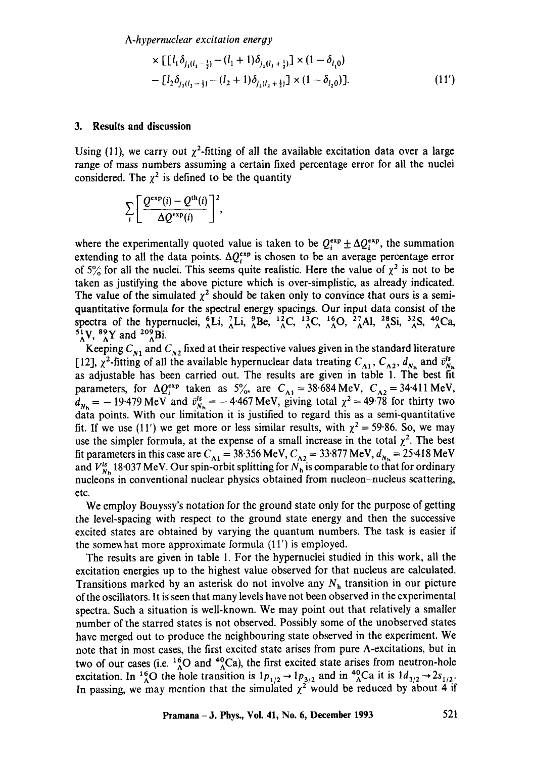$$\times [[l_1 \delta_{j_1(l_1 - \frac{1}{2})} - (l_1 + 1)\delta_{j_1(l_1 + \frac{1}{2})}] \times (1 - \delta_{l_1 0})$$
$$- [l_2 \delta_{j_2(l_2 - \frac{1}{2})} - (l_2 + 1)\delta_{j_2(l_2 + \frac{1}{2})}] \times (1 - \delta_{l_2 0})]. \tag{11'}$$

### 3. Results and discussion

Using (11), we carry out $\chi^2$-fitting of all the available excitation data over a large range of mass numbers assuming a certain fixed percentage error for all the nuclei considered. The $\chi^2$ is defined to be the quantity

$$\sum_i \left[ \frac{Q^{\exp}(i) - Q^{\text{th}}(i)}{\Delta Q^{\exp}(i)} \right]^2,$$

where the experimentally quoted value is taken to be $Q_i^{\exp} \pm \Delta Q_i^{\exp}$, the summation extending to all the data points. $\Delta Q_i^{\exp}$ is chosen to be an average percentage error of 5% for all the nuclei. This seems quite realistic. Here the value of $\chi^2$ is not to be taken as justifying the above picture which is over-simplistic, as already indicated. The value of the simulated $\chi^2$ should be taken only to convince that ours is a semi-quantitative formula for the spectral energy spacings. Our input data consist of the spectra of the hypernuclei, ${}^{6}_{\Lambda}\text{Li}$, ${}^{7}_{\Lambda}\text{Li}$, ${}^{9}_{\Lambda}\text{Be}$, ${}^{12}_{\Lambda}\text{C}$, ${}^{13}_{\Lambda}\text{C}$, ${}^{16}_{\Lambda}\text{O}$, ${}^{27}_{\Lambda}\text{Al}$, ${}^{28}_{\Lambda}\text{Si}$, ${}^{32}_{\Lambda}\text{S}$, ${}^{40}_{\Lambda}\text{Ca}$, ${}^{51}_{\Lambda}\text{V}$, ${}^{89}_{\Lambda}\text{Y}$ and ${}^{209}_{\Lambda}\text{Bi}$.

Keeping $C_{N1}$ and $C_{N2}$ fixed at their respective values given in the standard literature [12], $\chi^2$-fitting of all the available hypernuclear data treating $C_{\Lambda 1}$, $C_{\Lambda 2}$, $d_{N_h}$ and $\bar{v}^{ls}_{N_h}$ as adjustable has been carried out. The results are given in table 1. The best fit parameters, for $\Delta Q_i^{\exp}$ taken as 5%, are $C_{\Lambda 1} = 38{\cdot}684$ MeV, $C_{\Lambda 2} = 34{\cdot}411$ MeV, $d_{N_h} = -19{\cdot}479$ MeV and $\bar{v}^{ls}_{N_h} = -4{\cdot}467$ MeV, giving total $\chi^2 = 49{\cdot}78$ for thirty two data points. With our limitation it is justified to regard this as a semi-quantitative fit. If we use (11') we get more or less similar results, with $\chi^2 = 59{\cdot}86$. So, we may use the simpler formula, at the expense of a small increase in the total $\chi^2$. The best fit parameters in this case are $C_{\Lambda 1} = 38{\cdot}356$ MeV, $C_{\Lambda 2} = 33{\cdot}877$ MeV, $d_{N_h} = 25{\cdot}418$ MeV and $V^{ls}_{N_h}$ 18·037 MeV. Our spin-orbit splitting for $N_h$ is comparable to that for ordinary nucleons in conventional nuclear physics obtained from nucleon–nucleus scattering, etc.

We employ Bouyssy's notation for the ground state only for the purpose of getting the level-spacing with respect to the ground state energy and then the successive excited states are obtained by varying the quantum numbers. The task is easier if the somewhat more approximate formula (11') is employed.

The results are given in table 1. For the hypernuclei studied in this work, all the excitation energies up to the highest value observed for that nucleus are calculated. Transitions marked by an asterisk do not involve any $N_h$ transition in our picture of the oscillators. It is seen that many levels have not been observed in the experimental spectra. Such a situation is well-known. We may point out that relatively a smaller number of the starred states is not observed. Possibly some of the unobserved states have merged out to produce the neighbouring state observed in the experiment. We note that in most cases, the first excited state arises from pure $\Lambda$-excitations, but in two of our cases (i.e. ${}^{16}_{\Lambda}\text{O}$ and ${}^{40}_{\Lambda}\text{Ca}$), the first excited state arises from neutron-hole excitation. In ${}^{16}_{\Lambda}\text{O}$ the hole transition is $1p_{1/2} \to 1p_{3/2}$ and in ${}^{40}_{\Lambda}\text{Ca}$ it is $1d_{3/2} \to 2s_{1/2}$. In passing, we may mention that the simulated $\chi^2$ would be reduced by about 4 if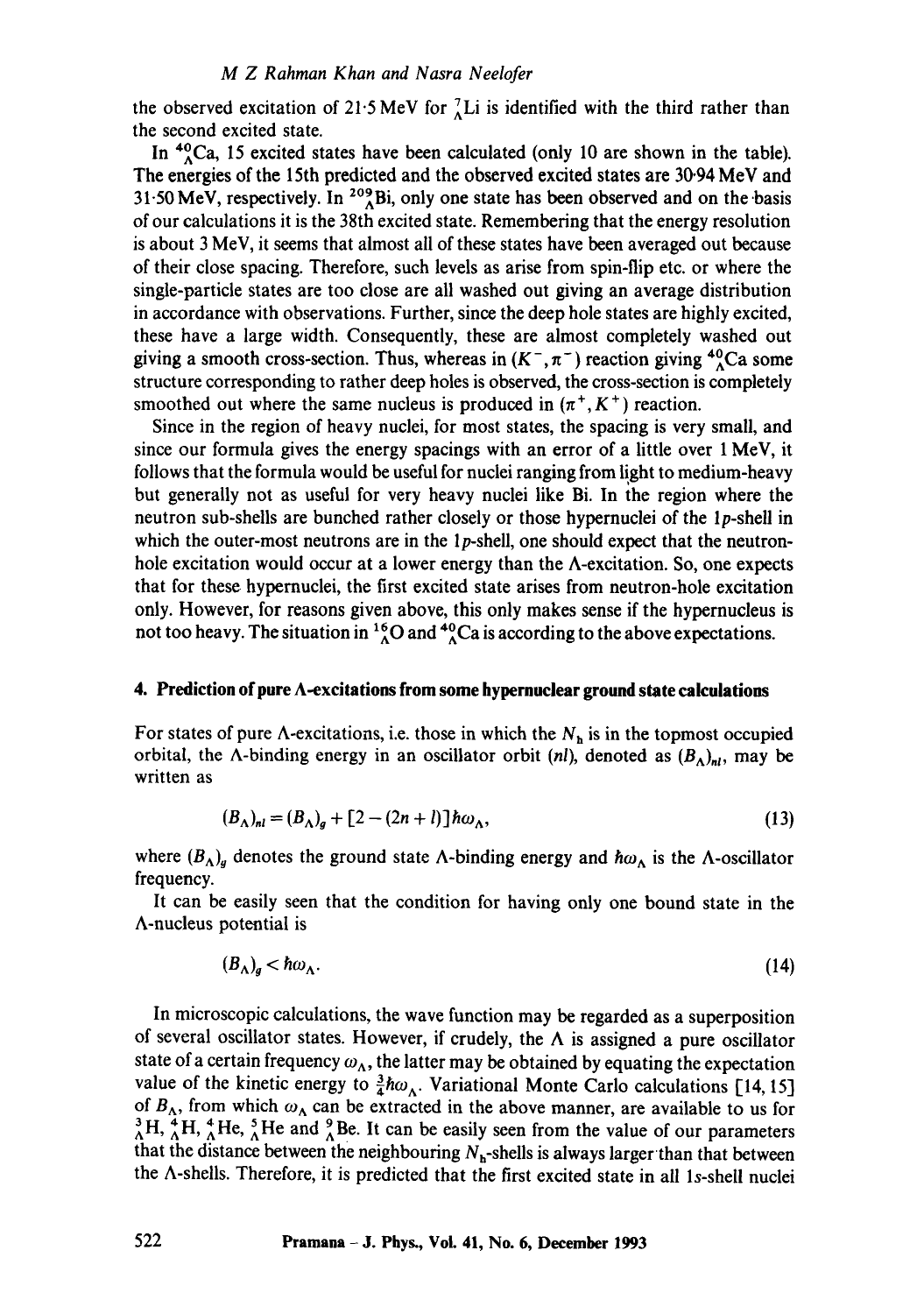the observed excitation of 21·5 MeV for $^{7}_{\Lambda}$Li is identified with the third rather than the second excited state.

In $^{40}_{\Lambda}$Ca, 15 excited states have been calculated (only 10 are shown in the table). The energies of the 15th predicted and the observed excited states are 30·94 MeV and 31·50 MeV, respectively. In $^{209}_{\Lambda}$Bi, only one state has been observed and on the basis of our calculations it is the 38th excited state. Remembering that the energy resolution is about 3 MeV, it seems that almost all of these states have been averaged out because of their close spacing. Therefore, such levels as arise from spin-flip etc. or where the single-particle states are too close are all washed out giving an average distribution in accordance with observations. Further, since the deep hole states are highly excited, these have a large width. Consequently, these are almost completely washed out giving a smooth cross-section. Thus, whereas in $(K^-, \pi^-)$ reaction giving $^{40}_{\Lambda}$Ca some structure corresponding to rather deep holes is observed, the cross-section is completely smoothed out where the same nucleus is produced in $(\pi^+, K^+)$ reaction.

Since in the region of heavy nuclei, for most states, the spacing is very small, and since our formula gives the energy spacings with an error of a little over 1 MeV, it follows that the formula would be useful for nuclei ranging from light to medium-heavy but generally not as useful for very heavy nuclei like Bi. In the region where the neutron sub-shells are bunched rather closely or those hypernuclei of the 1*p*-shell in which the outer-most neutrons are in the 1*p*-shell, one should expect that the neutron-hole excitation would occur at a lower energy than the Λ-excitation. So, one expects that for these hypernuclei, the first excited state arises from neutron-hole excitation only. However, for reasons given above, this only makes sense if the hypernucleus is not too heavy. The situation in $^{16}_{\Lambda}$O and $^{40}_{\Lambda}$Ca is according to the above expectations.

## 4. Prediction of pure Λ-excitations from some hypernuclear ground state calculations

For states of pure Λ-excitations, i.e. those in which the $N_h$ is in the topmost occupied orbital, the Λ-binding energy in an oscillator orbit $(nl)$, denoted as $(B_\Lambda)_{nl}$, may be written as

$$(B_\Lambda)_{nl} = (B_\Lambda)_g + [2 - (2n + l)]\hbar\omega_\Lambda, \tag{13}$$

where $(B_\Lambda)_g$ denotes the ground state Λ-binding energy and $\hbar\omega_\Lambda$ is the Λ-oscillator frequency.

It can be easily seen that the condition for having only one bound state in the Λ-nucleus potential is

$$(B_\Lambda)_g < \hbar\omega_\Lambda. \tag{14}$$

In microscopic calculations, the wave function may be regarded as a superposition of several oscillator states. However, if crudely, the Λ is assigned a pure oscillator state of a certain frequency $\omega_\Lambda$, the latter may be obtained by equating the expectation value of the kinetic energy to $\frac{3}{4}\hbar\omega_\Lambda$. Variational Monte Carlo calculations [14, 15] of $B_\Lambda$, from which $\omega_\Lambda$ can be extracted in the above manner, are available to us for $^{3}_{\Lambda}$H, $^{4}_{\Lambda}$H, $^{4}_{\Lambda}$He, $^{5}_{\Lambda}$He and $^{9}_{\Lambda}$Be. It can be easily seen from the value of our parameters that the distance between the neighbouring $N_h$-shells is always larger than that between the Λ-shells. Therefore, it is predicted that the first excited state in all 1*s*-shell nuclei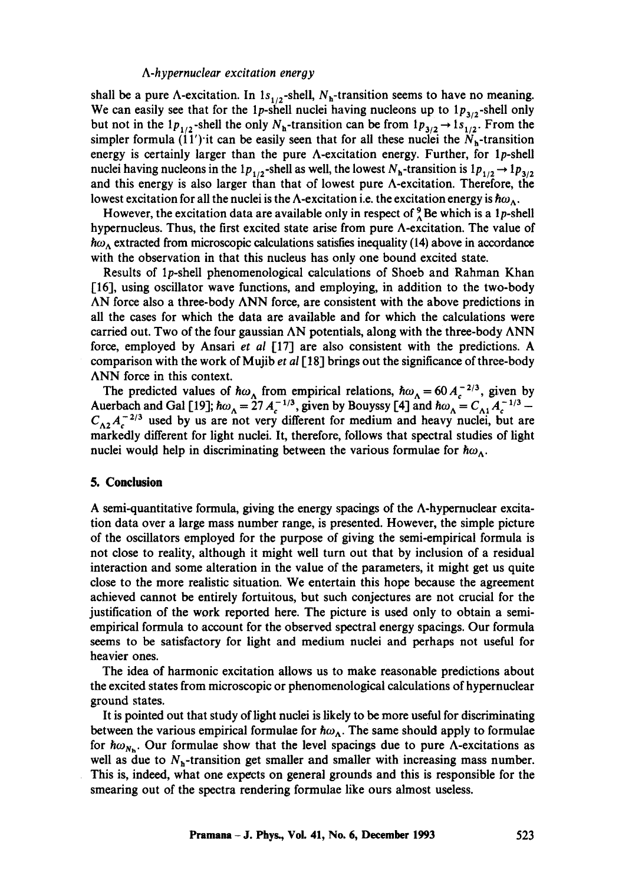shall be a pure Λ-excitation. In $1s_{1/2}$-shell, $N_h$-transition seems to have no meaning. We can easily see that for the 1p-shell nuclei having nucleons up to $1p_{3/2}$-shell only but not in the $1p_{1/2}$-shell the only $N_h$-transition can be from $1p_{3/2} \rightarrow 1s_{1/2}$. From the simpler formula (11′) it can be easily seen that for all these nuclei the $N_h$-transition energy is certainly larger than the pure Λ-excitation energy. Further, for 1p-shell nuclei having nucleons in the $1p_{1/2}$-shell as well, the lowest $N_h$-transition is $1p_{1/2} \rightarrow 1p_{3/2}$ and this energy is also larger than that of lowest pure Λ-excitation. Therefore, the lowest excitation for all the nuclei is the Λ-excitation i.e. the excitation energy is $\hbar\omega_\Lambda$.

However, the excitation data are available only in respect of ${}^{9}_{\Lambda}$Be which is a 1p-shell hypernucleus. Thus, the first excited state arise from pure Λ-excitation. The value of $\hbar\omega_\Lambda$ extracted from microscopic calculations satisfies inequality (14) above in accordance with the observation in that this nucleus has only one bound excited state.

Results of 1p-shell phenomenological calculations of Shoeb and Rahman Khan [16], using oscillator wave functions, and employing, in addition to the two-body ΛN force also a three-body ΛNN force, are consistent with the above predictions in all the cases for which the data are available and for which the calculations were carried out. Two of the four gaussian ΛN potentials, along with the three-body ΛNN force, employed by Ansari *et al* [17] are also consistent with the predictions. A comparison with the work of Mujib *et al* [18] brings out the significance of three-body ΛNN force in this context.

The predicted values of $\hbar\omega_\Lambda$ from empirical relations, $\hbar\omega_\Lambda = 60\, A_c^{-2/3}$, given by Auerbach and Gal [19]; $\hbar\omega_\Lambda = 27\, A_c^{-1/3}$, given by Bouyssy [4] and $\hbar\omega_\Lambda = C_{\Lambda 1} A_c^{-1/3} - C_{\Lambda 2} A_c^{-2/3}$ used by us are not very different for medium and heavy nuclei, but are markedly different for light nuclei. It, therefore, follows that spectral studies of light nuclei would help in discriminating between the various formulae for $\hbar\omega_\Lambda$.

## 5. Conclusion

A semi-quantitative formula, giving the energy spacings of the Λ-hypernuclear excitation data over a large mass number range, is presented. However, the simple picture of the oscillators employed for the purpose of giving the semi-empirical formula is not close to reality, although it might well turn out that by inclusion of a residual interaction and some alteration in the value of the parameters, it might get us quite close to the more realistic situation. We entertain this hope because the agreement achieved cannot be entirely fortuitous, but such conjectures are not crucial for the justification of the work reported here. The picture is used only to obtain a semi-empirical formula to account for the observed spectral energy spacings. Our formula seems to be satisfactory for light and medium nuclei and perhaps not useful for heavier ones.

The idea of harmonic excitation allows us to make reasonable predictions about the excited states from microscopic or phenomenological calculations of hypernuclear ground states.

It is pointed out that study of light nuclei is likely to be more useful for discriminating between the various empirical formulae for $\hbar\omega_\Lambda$. The same should apply to formulae for $\hbar\omega_{N_h}$. Our formulae show that the level spacings due to pure Λ-excitations as well as due to $N_h$-transition get smaller and smaller with increasing mass number. This is, indeed, what one expects on general grounds and this is responsible for the smearing out of the spectra rendering formulae like ours almost useless.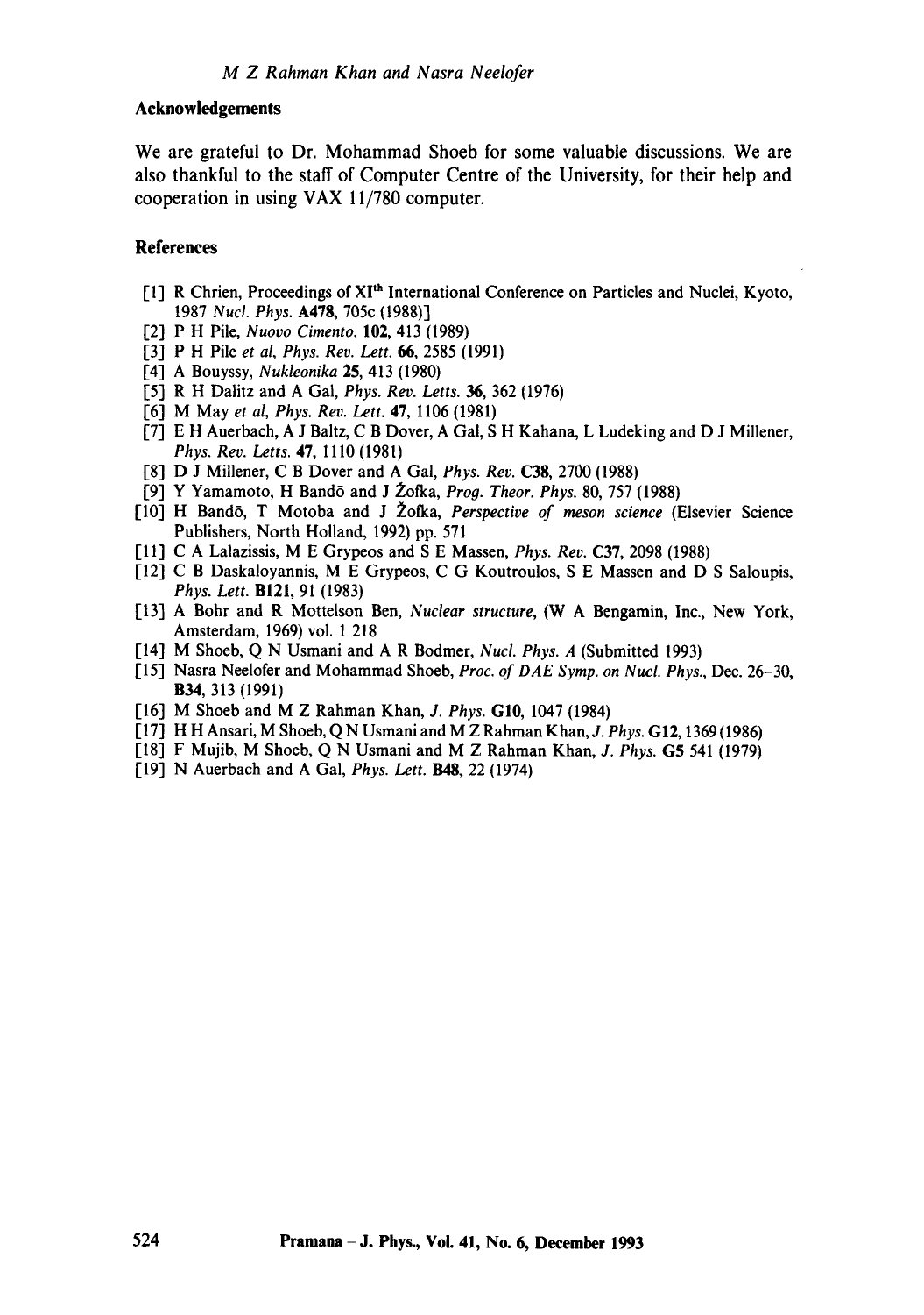## Acknowledgements

We are grateful to Dr. Mohammad Shoeb for some valuable discussions. We are also thankful to the staff of Computer Centre of the University, for their help and cooperation in using VAX 11/780 computer.

## References

[1] R Chrien, Proceedings of XI$^{th}$ International Conference on Particles and Nuclei, Kyoto, 1987 *Nucl. Phys.* **A478**, 705c (1988)]

[2] P H Pile, *Nuovo Cimento*. **102**, 413 (1989)

[3] P H Pile *et al*, *Phys. Rev. Lett.* **66**, 2585 (1991)

[4] A Bouyssy, *Nukleonika* **25**, 413 (1980)

[5] R H Dalitz and A Gal, *Phys. Rev. Letts.* **36**, 362 (1976)

[6] M May *et al*, *Phys. Rev. Lett.* **47**, 1106 (1981)

[7] E H Auerbach, A J Baltz, C B Dover, A Gal, S H Kahana, L Ludeking and D J Millener, *Phys. Rev. Letts.* **47**, 1110 (1981)

[8] D J Millener, C B Dover and A Gal, *Phys. Rev.* **C38**, 2700 (1988)

[9] Y Yamamoto, H Bandō and J Žofka, *Prog. Theor. Phys.* 80, 757 (1988)

[10] H Bandō, T Motoba and J Žofka, *Perspective of meson science* (Elsevier Science Publishers, North Holland, 1992) pp. 571

[11] C A Lalazissis, M E Grypeos and S E Massen, *Phys. Rev.* **C37**, 2098 (1988)

[12] C B Daskaloyannis, M E Grypeos, C G Koutroulos, S E Massen and D S Saloupis, *Phys. Lett.* **B121**, 91 (1983)

[13] A Bohr and R Mottelson Ben, *Nuclear structure*, (W A Bengamin, Inc., New York, Amsterdam, 1969) vol. 1 218

[14] M Shoeb, Q N Usmani and A R Bodmer, *Nucl. Phys. A* (Submitted 1993)

[15] Nasra Neelofer and Mohammad Shoeb, *Proc. of DAE Symp. on Nucl. Phys.*, Dec. 26–30, **B34**, 313 (1991)

[16] M Shoeb and M Z Rahman Khan, *J. Phys.* **G10**, 1047 (1984)

[17] H H Ansari, M Shoeb, Q N Usmani and M Z Rahman Khan, *J. Phys.* **G12**, 1369 (1986)

[18] F Mujib, M Shoeb, Q N Usmani and M Z Rahman Khan, *J. Phys.* **G5** 541 (1979)

[19] N Auerbach and A Gal, *Phys. Lett.* **B48**, 22 (1974)